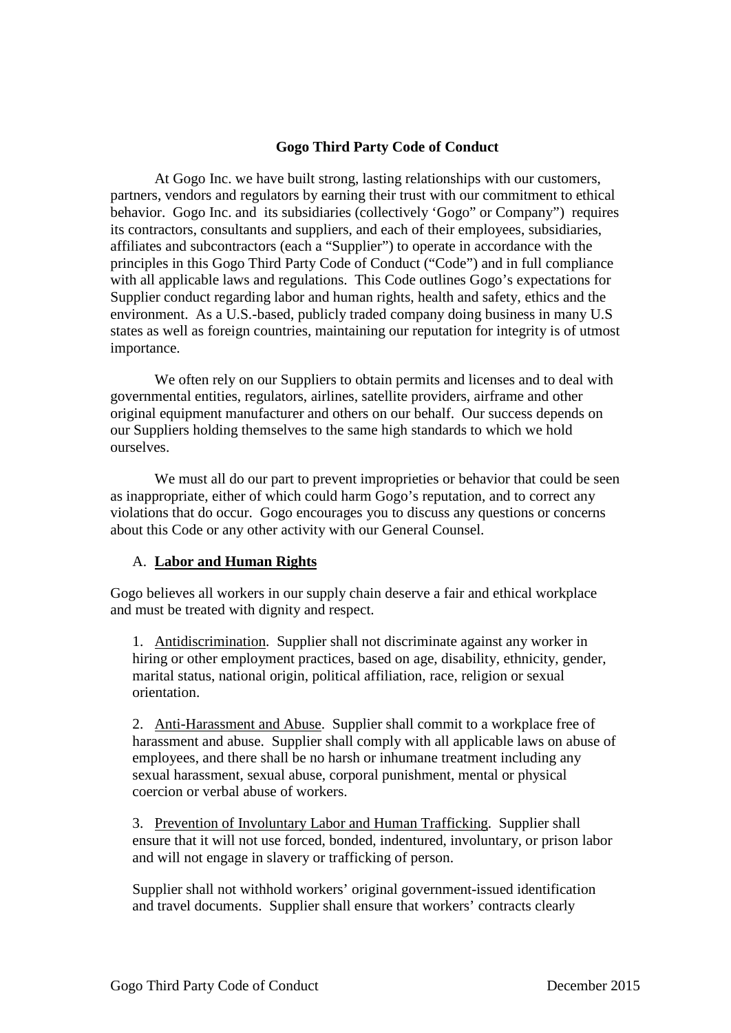# Gogo Third Party Code of Conduct

At Gogo Inc. we have built strong, lasting relationships with our customers, partners, vendors and regulators by earning their trust with our commitment to ethical behavior. Gogo Inc. and its subsidiaries (collectively 'Gogo" or Company") requires its contractors, consultants and suppliers, and each of their employees, subsidiaries, affiliates and subcontractors (each a "Supplier") to operate in accordance with the principles in this Gogo Third Party Code of Conduct ("Code") and in full compliance with all applicable laws and regulations. This Code outlines Gogo's expectations for Supplier conduct regarding labor and human rights, health and safety, ethics and the environment. As a U.S.-based, publicly traded company doing business in many U.S states as well as foreign countries, maintaining our reputation for integrity is of utmost importance.

We often rely on our Suppliers to obtain permits and licenses and to deal with governmental entities, regulators, airlines, satellite providers, airframe and other original equipment manufacturer and others on our behalf. Our success depends on our Suppliers holding themselves to the same high standards to which we hold ourselves.

We must all do our part to prevent improprieties or behavior that could be seen as inappropriate, either of which could harm Gogo's reputation, and to correct any violations that do occur. Gogo encourages you to discuss any questions or concerns about this Code or any other activity with our General Counsel.

## A. Labor and Human Rights

Gogo believes all workers in our supply chain deserve a fair and ethical workplace and must be treated with dignity and respect.

1. Antidiscrimination. Supplier shall not discriminate against any worker in hiring or other employment practices, based on age, disability, ethnicity, gender, marital status, national origin, political affiliation, race, religion or sexual orientation.

2. Anti-Harassment and Abuse. Supplier shall commit to a workplace free of harassment and abuse. Supplier shall comply with all applicable laws on abuse of employees, and there shall be no harsh or inhumane treatment including any sexual harassment, sexual abuse, corporal punishment, mental or physical coercion or verbal abuse of workers.

3. Prevention of Involuntary Labor and Human Trafficking. Supplier shall ensure that it will not use forced, bonded, indentured, involuntary, or prison labor and will not engage in slavery or trafficking of person.

Supplier shall not withhold workers' original government-issued identification and travel documents. Supplier shall ensure that workers' contracts clearly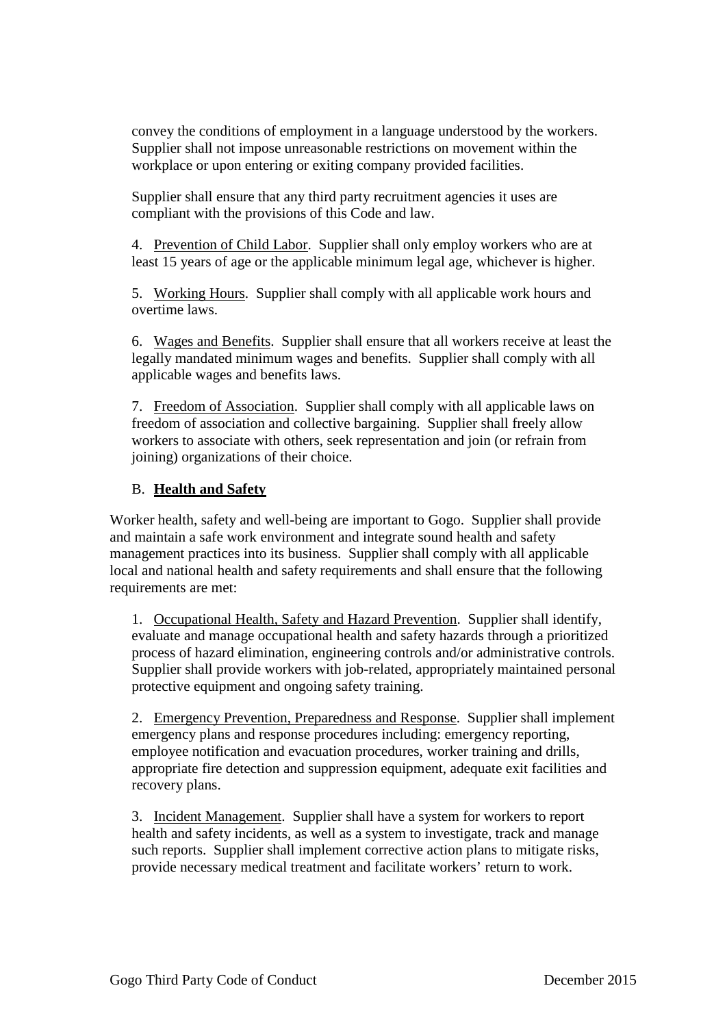convey the conditions of employment in a language understood by the workers. Supplier shall not impose unreasonable restrictions on movement within the workplace or upon entering or exiting company provided facilities.

Supplier shall ensure that any third party recruitment agencies it uses are compliant with the provisions of this Code and law.

4. Prevention of Child Labor. Supplier shall only employ workers who are at least 15 years of age or the applicable minimum legal age, whichever is higher.

5. Working Hours. Supplier shall comply with all applicable work hours and overtime laws.

6. Wages and Benefits. Supplier shall ensure that all workers receive at least the legally mandated minimum wages and benefits. Supplier shall comply with all applicable wages and benefits laws.

7. Freedom of Association. Supplier shall comply with all applicable laws on freedom of association and collective bargaining. Supplier shall freely allow workers to associate with others, seek representation and join (or refrain from joining) organizations of their choice.

### B. Health and Safety

Worker health, safety and well-being are important to Gogo. Supplier shall provide and maintain a safe work environment and integrate sound health and safety management practices into its business. Supplier shall comply with all applicable local and national health and safety requirements and shall ensure that the following requirements are met:

1. Occupational Health, Safety and Hazard Prevention. Supplier shall identify, evaluate and manage occupational health and safety hazards through a prioritized process of hazard elimination, engineering controls and/or administrative controls. Supplier shall provide workers with job-related, appropriately maintained personal protective equipment and ongoing safety training.

2. Emergency Prevention, Preparedness and Response. Supplier shall implement emergency plans and response procedures including: emergency reporting, employee notification and evacuation procedures, worker training and drills, appropriate fire detection and suppression equipment, adequate exit facilities and recovery plans.

3. Incident Management. Supplier shall have a system for workers to report health and safety incidents, as well as a system to investigate, track and manage such reports. Supplier shall implement corrective action plans to mitigate risks, provide necessary medical treatment and facilitate workers' return to work.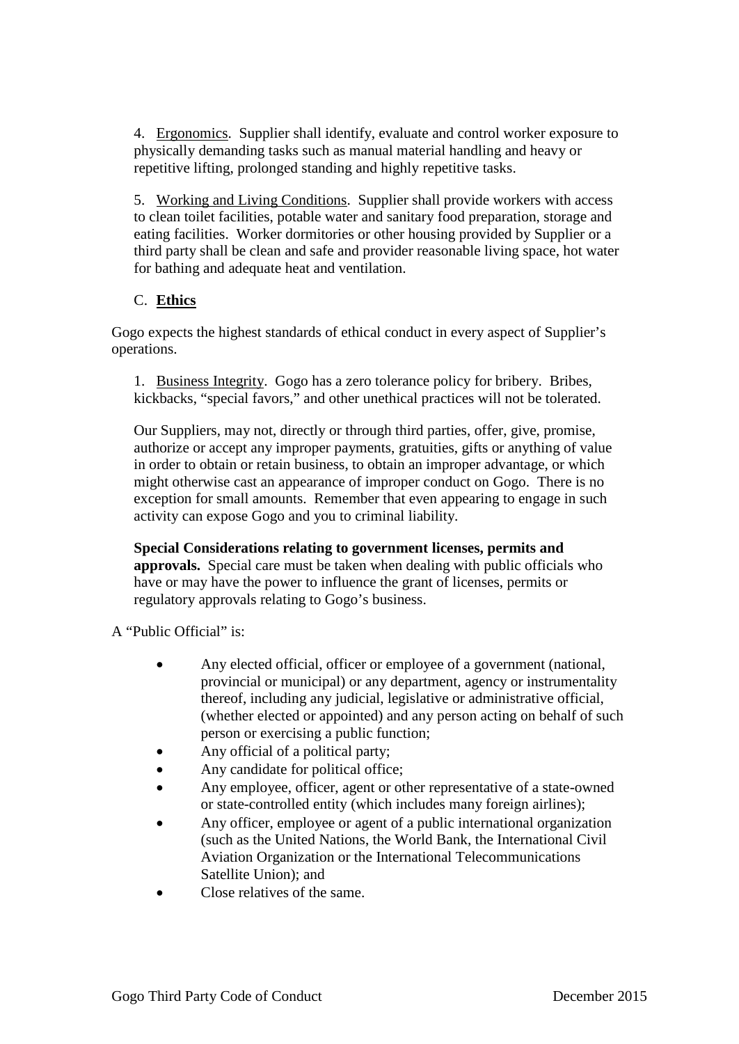4. Ergonomics. Supplier shall identify, evaluate and control worker exposure to physically demanding tasks such as manual material handling and heavy or repetitive lifting, prolonged standing and highly repetitive tasks.

5. Working and Living Conditions. Supplier shall provide workers with access to clean toilet facilities, potable water and sanitary food preparation, storage and eating facilities. Worker dormitories or other housing provided by Supplier or a third party shall be clean and safe and provider reasonable living space, hot water for bathing and adequate heat and ventilation.

## C. Ethics

Gogo expects the highest standards of ethical conduct in every aspect of Supplier's operations.

1. Business Integrity. Gogo has a zero tolerance policy for bribery. Bribes, kickbacks, "special favors," and other unethical practices will not be tolerated.

Our Suppliers, may not, directly or through third parties, offer, give, promise, authorize or accept any improper payments, gratuities, gifts or anything of value in order to obtain or retain business, to obtain an improper advantage, or which might otherwise cast an appearance of improper conduct on Gogo. There is no exception for small amounts. Remember that even appearing to engage in such activity can expose Gogo and you to criminal liability.

**Special Considerations relating to government licenses, permits and approvals.** Special care must be taken when dealing with public officials who have or may have the power to influence the grant of licenses, permits or regulatory approvals relating to Gogo's business.

A "Public Official" is:

- Any elected official, officer or employee of a government (national, provincial or municipal) or any department, agency or instrumentality thereof, including any judicial, legislative or administrative official, (whether elected or appointed) and any person acting on behalf of such person or exercising a public function;
- Any official of a political party;
- Any candidate for political office;
- Any employee, officer, agent or other representative of a state-owned or state-controlled entity (which includes many foreign airlines);
- Any officer, employee or agent of a public international organization (such as the United Nations, the World Bank, the International Civil Aviation Organization or the International Telecommunications Satellite Union); and
- Close relatives of the same.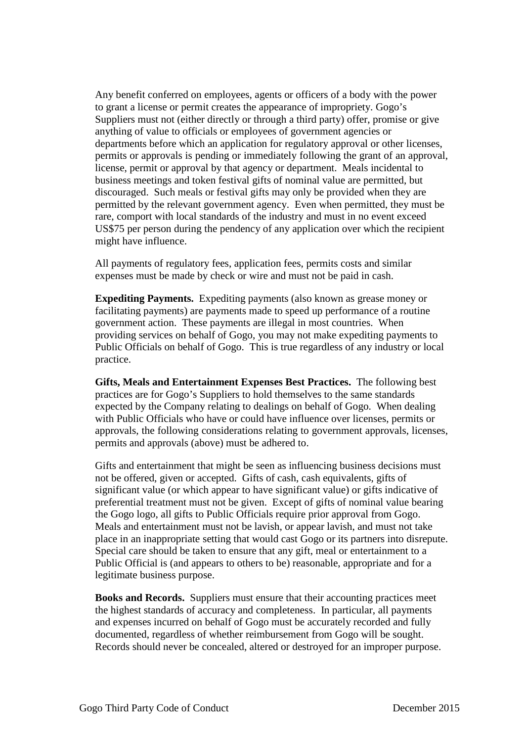Any benefit conferred on employees, agents or officers of a body with the power to grant a license or permit creates the appearance of impropriety. Gogo's Suppliers must not (either directly or through a third party) offer, promise or give anything of value to officials or employees of government agencies or departments before which an application for regulatory approval or other licenses, permits or approvals is pending or immediately following the grant of an approval, license, permit or approval by that agency or department. Meals incidental to business meetings and token festival gifts of nominal value are permitted, but discouraged. Such meals or festival gifts may only be provided when they are permitted by the relevant government agency. Even when permitted, they must be rare, comport with local standards of the industry and must in no event exceed US$75 per person during the pendency of any application over which the recipient might have influence.

All payments of regulatory fees, application fees, permits costs and similar expenses must be made by check or wire and must not be paid in cash.

**Expediting Payments.** Expediting payments (also known as grease money or facilitating payments) are payments made to speed up performance of a routine government action. These payments are illegal in most countries. When providing services on behalf of Gogo, you may not make expediting payments to Public Officials on behalf of Gogo. This is true regardless of any industry or local practice.

**Gifts, Meals and Entertainment Expenses Best Practices.** The following best practices are for Gogo's Suppliers to hold themselves to the same standards expected by the Company relating to dealings on behalf of Gogo. When dealing with Public Officials who have or could have influence over licenses, permits or approvals, the following considerations relating to government approvals, licenses, permits and approvals (above) must be adhered to.

Gifts and entertainment that might be seen as influencing business decisions must not be offered, given or accepted. Gifts of cash, cash equivalents, gifts of significant value (or which appear to have significant value) or gifts indicative of preferential treatment must not be given. Except of gifts of nominal value bearing the Gogo logo, all gifts to Public Officials require prior approval from Gogo. Meals and entertainment must not be lavish, or appear lavish, and must not take place in an inappropriate setting that would cast Gogo or its partners into disrepute. Special care should be taken to ensure that any gift, meal or entertainment to a Public Official is (and appears to others to be) reasonable, appropriate and for a legitimate business purpose.

**Books and Records.** Suppliers must ensure that their accounting practices meet the highest standards of accuracy and completeness. In particular, all payments and expenses incurred on behalf of Gogo must be accurately recorded and fully documented, regardless of whether reimbursement from Gogo will be sought. Records should never be concealed, altered or destroyed for an improper purpose.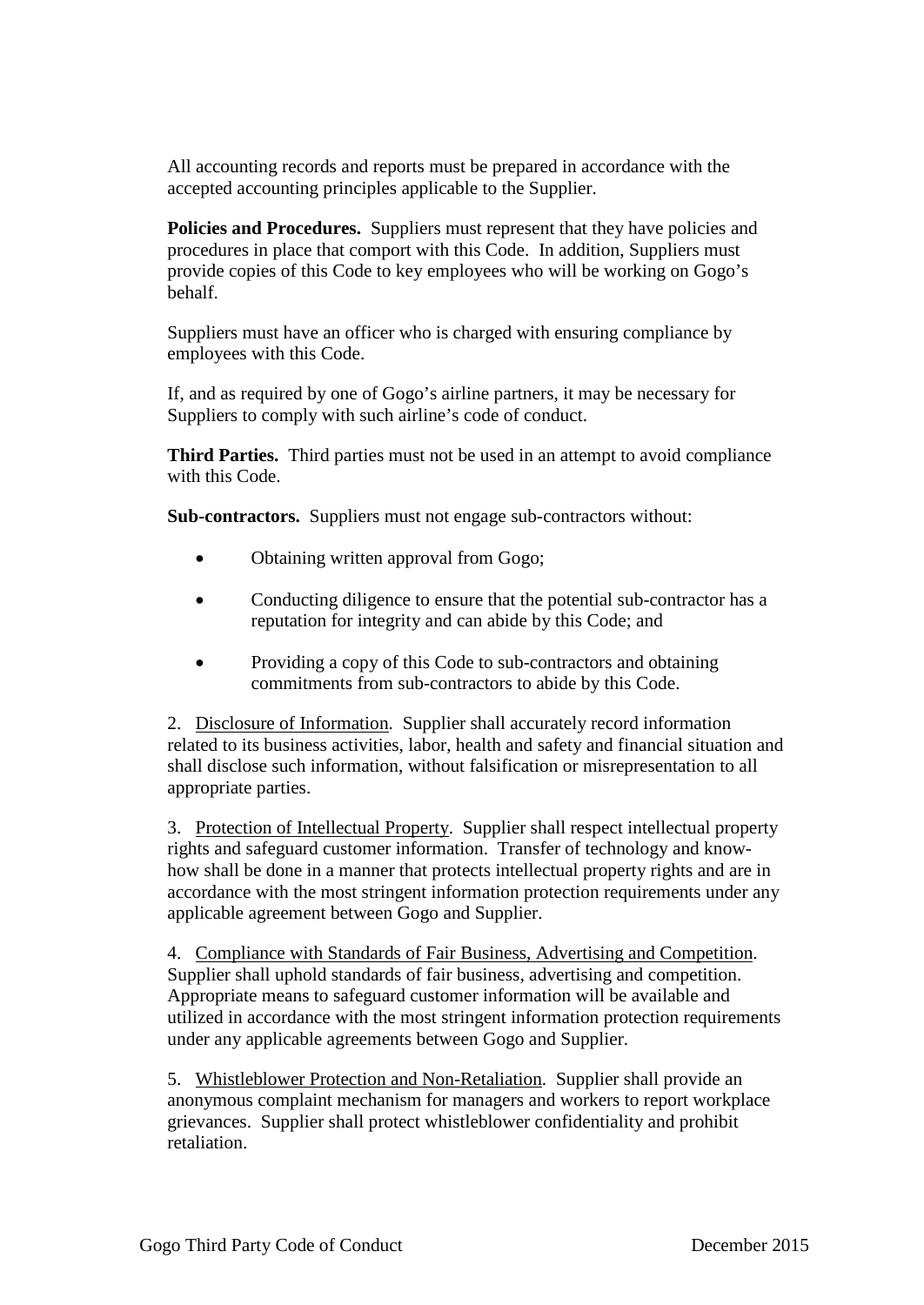All accounting records and reports must be prepared in accordance with the accepted accounting principles applicable to the Supplier.

**Policies and Procedures.** Suppliers must represent that they have policies and procedures in place that comport with this Code. In addition, Suppliers must provide copies of this Code to key employees who will be working on Gogo's behalf.

Suppliers must have an officer who is charged with ensuring compliance by employees with this Code.

If, and as required by one of Gogo's airline partners, it may be necessary for Suppliers to comply with such airline's code of conduct.

**Third Parties.** Third parties must not be used in an attempt to avoid compliance with this Code.

**Sub-contractors.** Suppliers must not engage sub-contractors without:

- Obtaining written approval from Gogo;
- Conducting diligence to ensure that the potential sub-contractor has a reputation for integrity and can abide by this Code; and
- Providing a copy of this Code to sub-contractors and obtaining commitments from sub-contractors to abide by this Code.

2. Disclosure of Information. Supplier shall accurately record information related to its business activities, labor, health and safety and financial situation and shall disclose such information, without falsification or misrepresentation to all appropriate parties.

3. Protection of Intellectual Property. Supplier shall respect intellectual property rights and safeguard customer information. Transfer of technology and know-how shall be done in a manner that protects intellectual property rights and are in accordance with the most stringent information protection requirements under any applicable agreement between Gogo and Supplier.

4. Compliance with Standards of Fair Business, Advertising and Competition. Supplier shall uphold standards of fair business, advertising and competition. Appropriate means to safeguard customer information will be available and utilized in accordance with the most stringent information protection requirements under any applicable agreements between Gogo and Supplier.

5. Whistleblower Protection and Non-Retaliation. Supplier shall provide an anonymous complaint mechanism for managers and workers to report workplace grievances. Supplier shall protect whistleblower confidentiality and prohibit retaliation.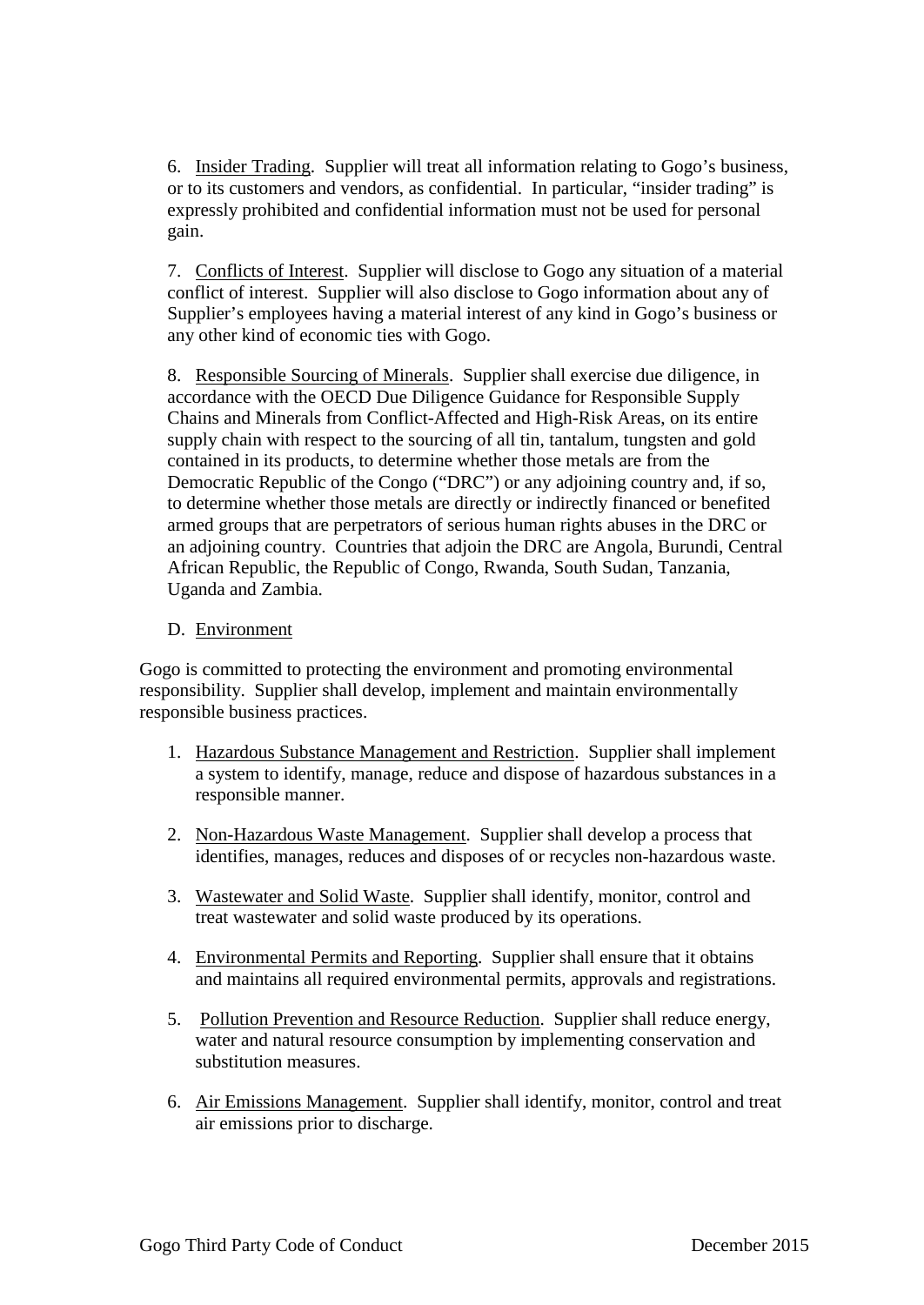6. Insider Trading. Supplier will treat all information relating to Gogo's business, or to its customers and vendors, as confidential. In particular, "insider trading" is expressly prohibited and confidential information must not be used for personal gain.

7. Conflicts of Interest. Supplier will disclose to Gogo any situation of a material conflict of interest. Supplier will also disclose to Gogo information about any of Supplier's employees having a material interest of any kind in Gogo's business or any other kind of economic ties with Gogo.

8. Responsible Sourcing of Minerals. Supplier shall exercise due diligence, in accordance with the OECD Due Diligence Guidance for Responsible Supply Chains and Minerals from Conflict-Affected and High-Risk Areas, on its entire supply chain with respect to the sourcing of all tin, tantalum, tungsten and gold contained in its products, to determine whether those metals are from the Democratic Republic of the Congo ("DRC") or any adjoining country and, if so, to determine whether those metals are directly or indirectly financed or benefited armed groups that are perpetrators of serious human rights abuses in the DRC or an adjoining country. Countries that adjoin the DRC are Angola, Burundi, Central African Republic, the Republic of Congo, Rwanda, South Sudan, Tanzania, Uganda and Zambia.

D. Environment

Gogo is committed to protecting the environment and promoting environmental responsibility. Supplier shall develop, implement and maintain environmentally responsible business practices.

1. Hazardous Substance Management and Restriction. Supplier shall implement a system to identify, manage, reduce and dispose of hazardous substances in a responsible manner.
2. Non-Hazardous Waste Management. Supplier shall develop a process that identifies, manages, reduces and disposes of or recycles non-hazardous waste.
3. Wastewater and Solid Waste. Supplier shall identify, monitor, control and treat wastewater and solid waste produced by its operations.
4. Environmental Permits and Reporting. Supplier shall ensure that it obtains and maintains all required environmental permits, approvals and registrations.
5. Pollution Prevention and Resource Reduction. Supplier shall reduce energy, water and natural resource consumption by implementing conservation and substitution measures.
6. Air Emissions Management. Supplier shall identify, monitor, control and treat air emissions prior to discharge.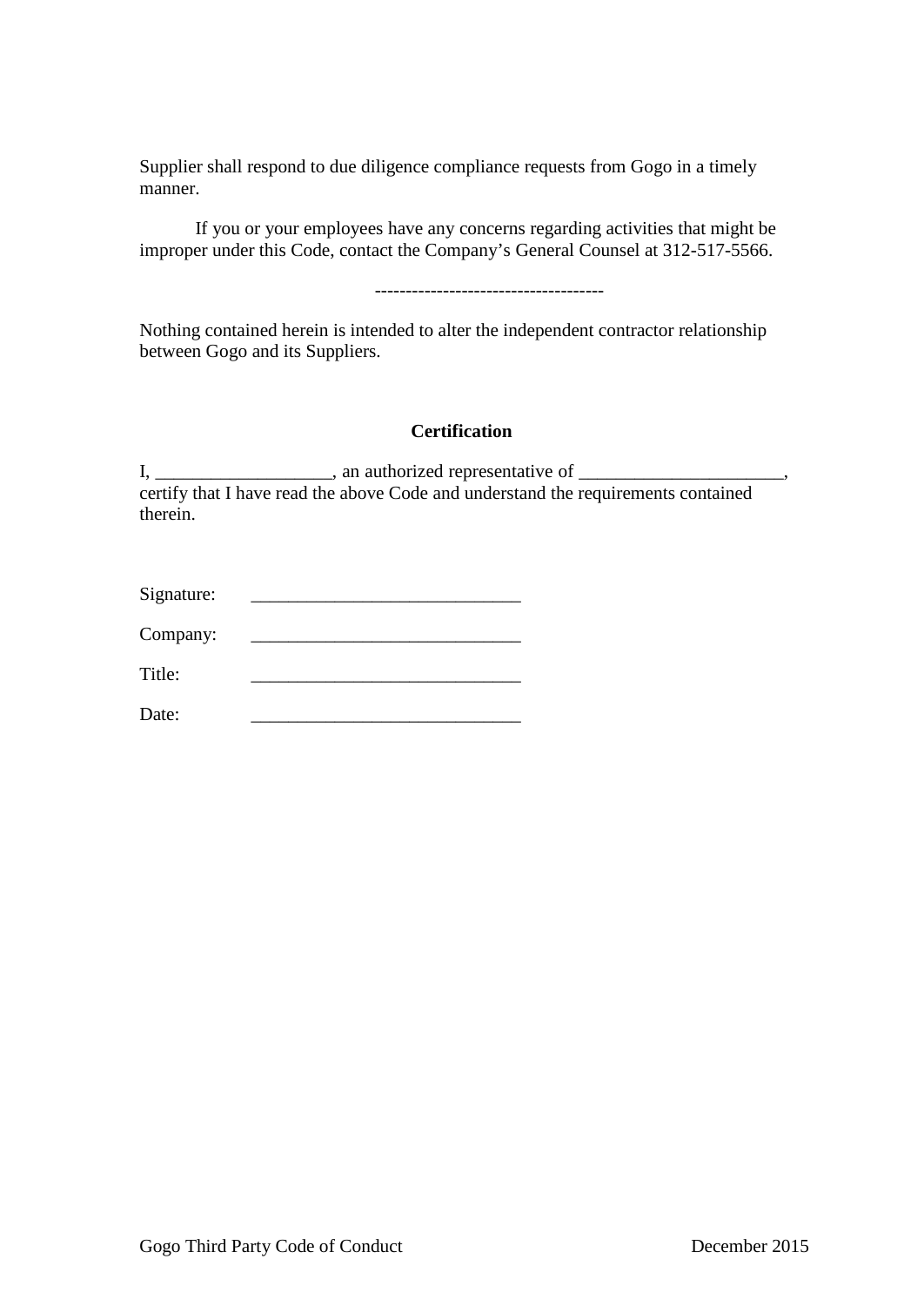Supplier shall respond to due diligence compliance requests from Gogo in a timely manner.

If you or your employees have any concerns regarding activities that might be improper under this Code, contact the Company's General Counsel at 312-517-5566.

-------------------------------------

Nothing contained herein is intended to alter the independent contractor relationship between Gogo and its Suppliers.

**Certification**

I, ___________________, an authorized representative of ______________________, certify that I have read the above Code and understand the requirements contained therein.

Signature: _____________________________

Company: _____________________________

Title: _____________________________

Date: _____________________________